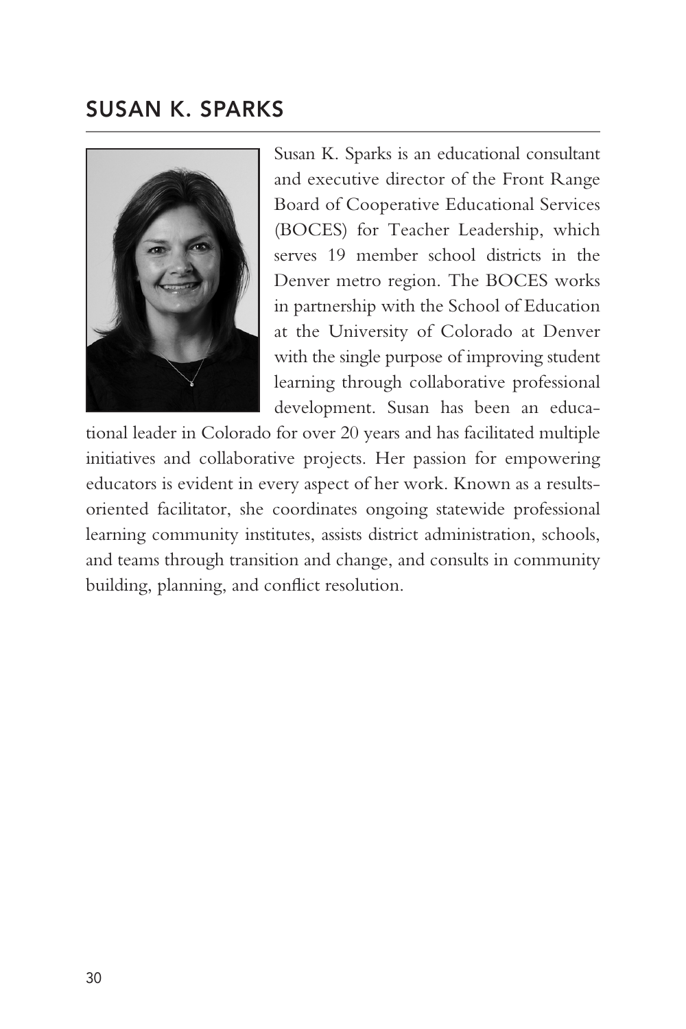## SUSAN K. SPARKS

Susan K. Sparks is an educational consultant and executive director of the Front Range Board of Cooperative Educational Services (BOCES) for Teacher Leadership, which serves 19 member school districts in the Denver metro region. The BOCES works in partnership with the School of Education at the University of Colorado at Denver with the single purpose of improving student learning through collaborative professional development. Susan has been an educational leader in Colorado for over 20 years and has facilitated multiple initiatives and collaborative projects. Her passion for empowering educators is evident in every aspect of her work. Known as a results-oriented facilitator, she coordinates ongoing statewide professional learning community institutes, assists district administration, schools, and teams through transition and change, and consults in community building, planning, and conflict resolution.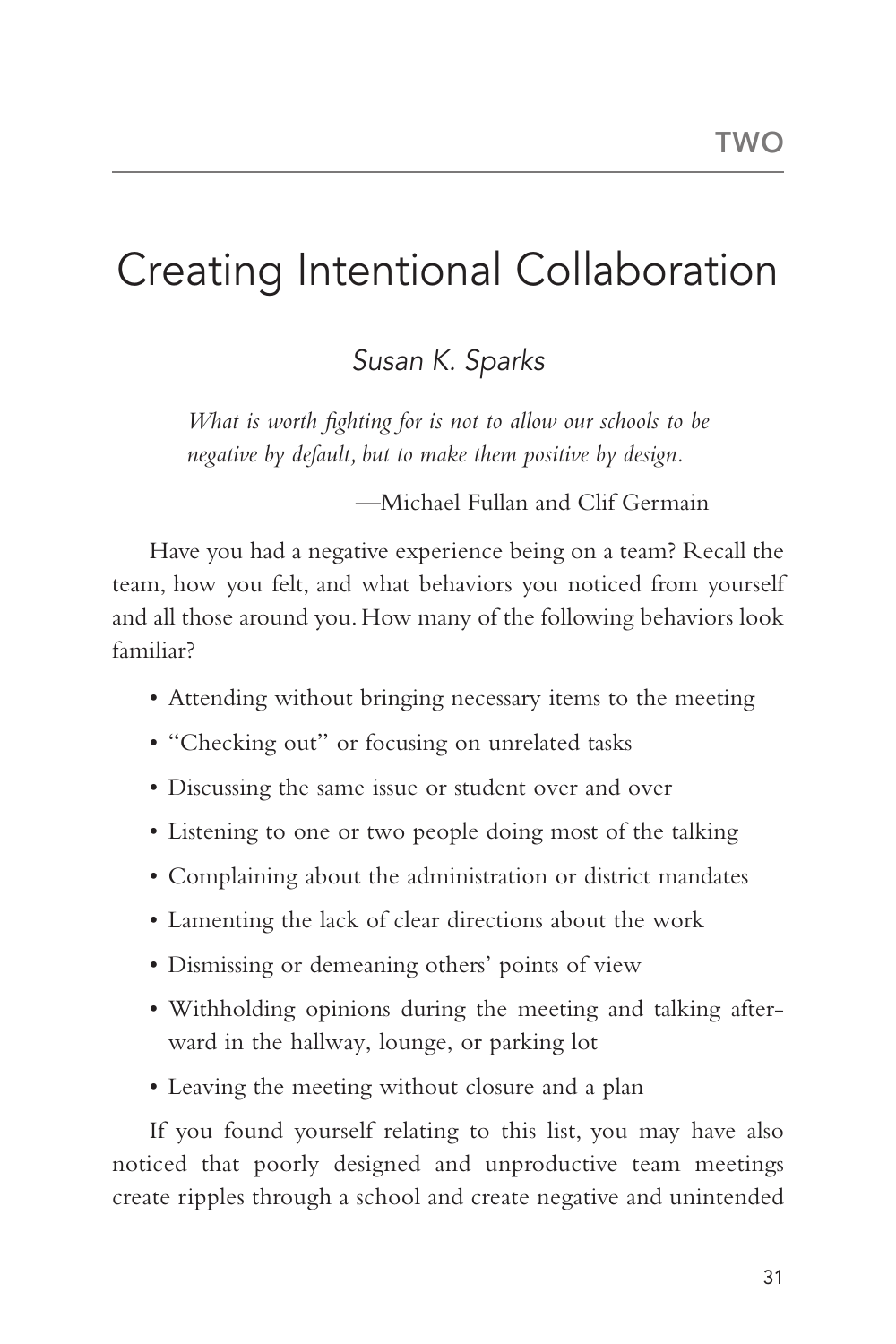TWO

# Creating Intentional Collaboration

## Susan K. Sparks

> *What is worth fighting for is not to allow our schools to be negative by default, but to make them positive by design.*
>
> —Michael Fullan and Clif Germain

Have you had a negative experience being on a team? Recall the team, how you felt, and what behaviors you noticed from yourself and all those around you. How many of the following behaviors look familiar?

- Attending without bringing necessary items to the meeting
- "Checking out" or focusing on unrelated tasks
- Discussing the same issue or student over and over
- Listening to one or two people doing most of the talking
- Complaining about the administration or district mandates
- Lamenting the lack of clear directions about the work
- Dismissing or demeaning others' points of view
- Withholding opinions during the meeting and talking afterward in the hallway, lounge, or parking lot
- Leaving the meeting without closure and a plan

If you found yourself relating to this list, you may have also noticed that poorly designed and unproductive team meetings create ripples through a school and create negative and unintended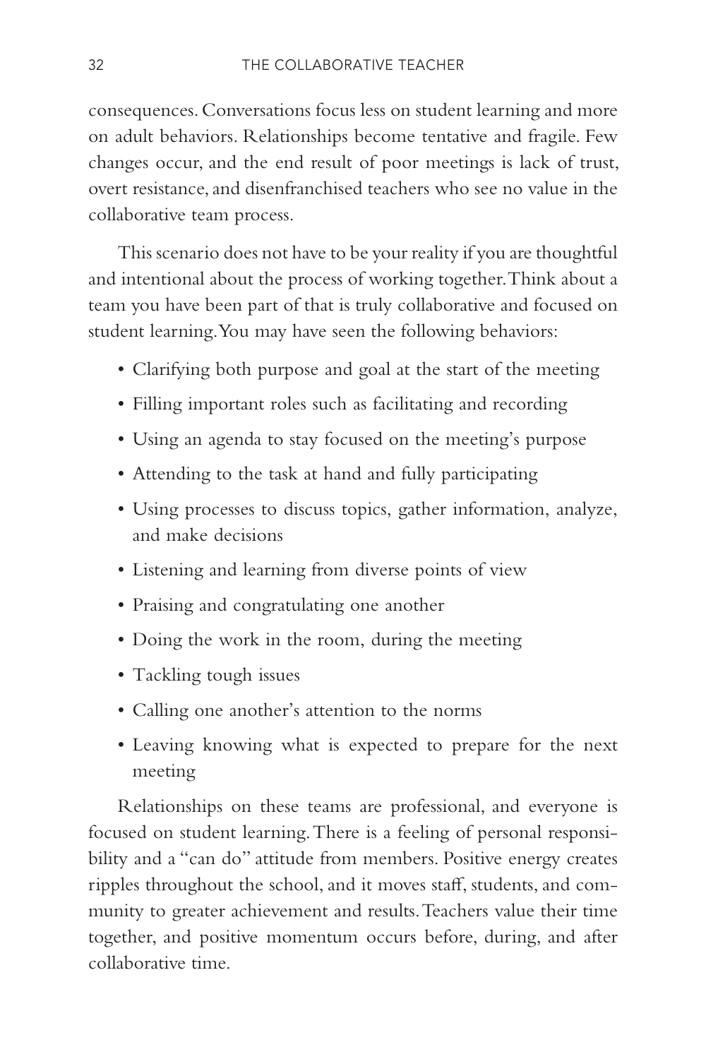consequences. Conversations focus less on student learning and more on adult behaviors. Relationships become tentative and fragile. Few changes occur, and the end result of poor meetings is lack of trust, overt resistance, and disenfranchised teachers who see no value in the collaborative team process.

This scenario does not have to be your reality if you are thoughtful and intentional about the process of working together. Think about a team you have been part of that is truly collaborative and focused on student learning. You may have seen the following behaviors:

- Clarifying both purpose and goal at the start of the meeting
- Filling important roles such as facilitating and recording
- Using an agenda to stay focused on the meeting's purpose
- Attending to the task at hand and fully participating
- Using processes to discuss topics, gather information, analyze, and make decisions
- Listening and learning from diverse points of view
- Praising and congratulating one another
- Doing the work in the room, during the meeting
- Tackling tough issues
- Calling one another's attention to the norms
- Leaving knowing what is expected to prepare for the next meeting

Relationships on these teams are professional, and everyone is focused on student learning. There is a feeling of personal responsibility and a "can do" attitude from members. Positive energy creates ripples throughout the school, and it moves staff, students, and community to greater achievement and results. Teachers value their time together, and positive momentum occurs before, during, and after collaborative time.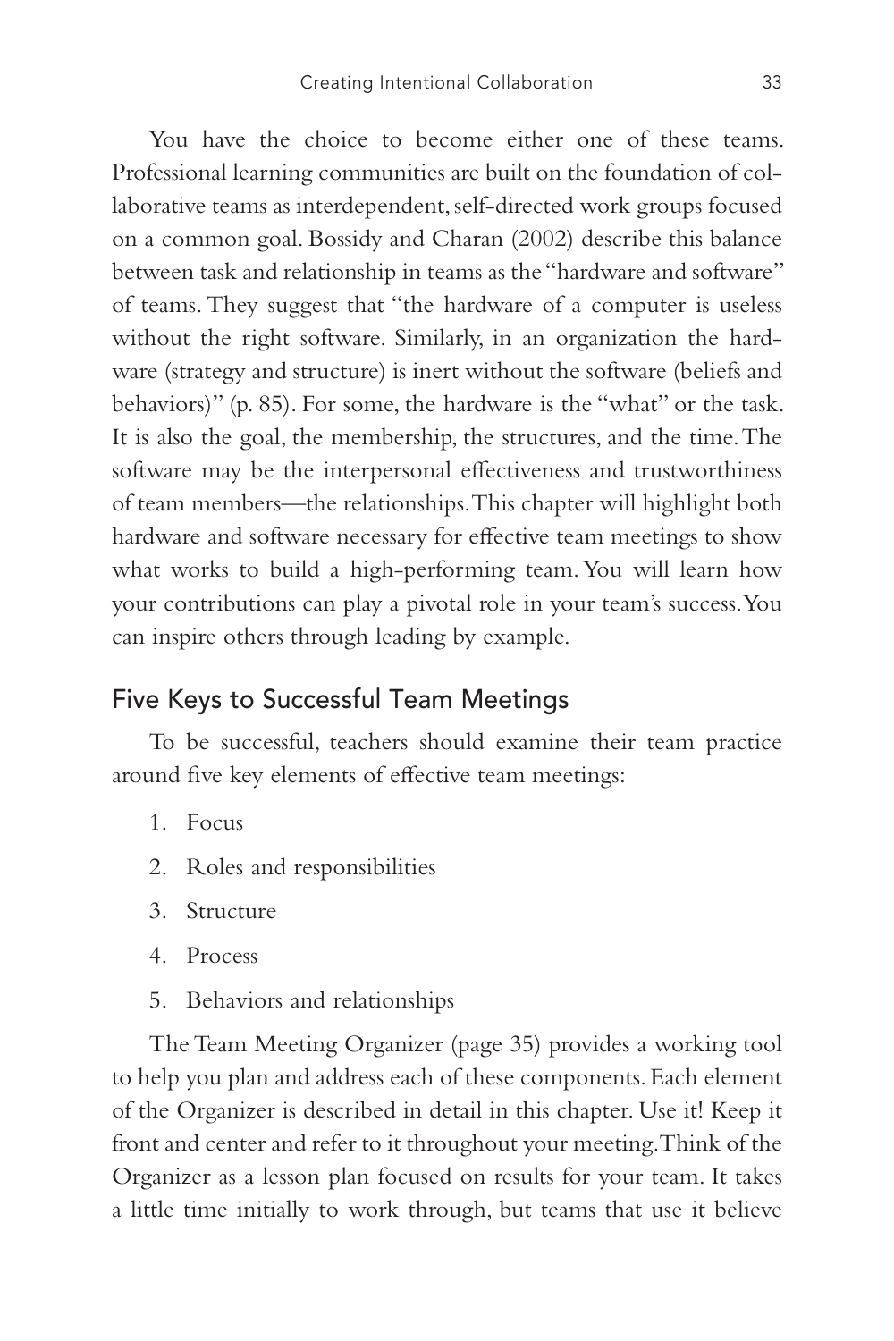You have the choice to become either one of these teams. Professional learning communities are built on the foundation of collaborative teams as interdependent, self-directed work groups focused on a common goal. Bossidy and Charan (2002) describe this balance between task and relationship in teams as the "hardware and software" of teams. They suggest that "the hardware of a computer is useless without the right software. Similarly, in an organization the hardware (strategy and structure) is inert without the software (beliefs and behaviors)" (p. 85). For some, the hardware is the "what" or the task. It is also the goal, the membership, the structures, and the time. The software may be the interpersonal effectiveness and trustworthiness of team members—the relationships. This chapter will highlight both hardware and software necessary for effective team meetings to show what works to build a high-performing team. You will learn how your contributions can play a pivotal role in your team's success. You can inspire others through leading by example.

## Five Keys to Successful Team Meetings

To be successful, teachers should examine their team practice around five key elements of effective team meetings:

1. Focus
2. Roles and responsibilities
3. Structure
4. Process
5. Behaviors and relationships

The Team Meeting Organizer (page 35) provides a working tool to help you plan and address each of these components. Each element of the Organizer is described in detail in this chapter. Use it! Keep it front and center and refer to it throughout your meeting. Think of the Organizer as a lesson plan focused on results for your team. It takes a little time initially to work through, but teams that use it believe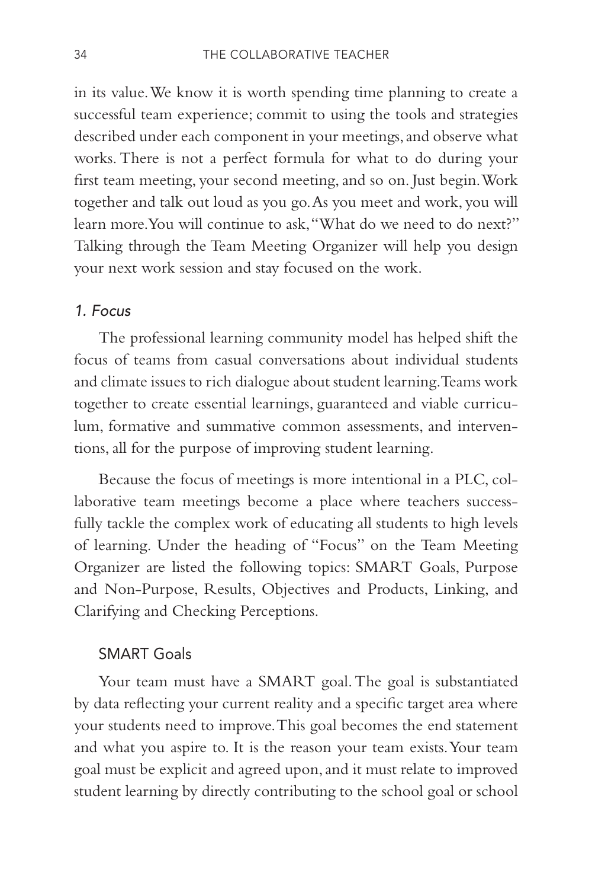in its value. We know it is worth spending time planning to create a successful team experience; commit to using the tools and strategies described under each component in your meetings, and observe what works. There is not a perfect formula for what to do during your first team meeting, your second meeting, and so on. Just begin. Work together and talk out loud as you go. As you meet and work, you will learn more. You will continue to ask, "What do we need to do next?" Talking through the Team Meeting Organizer will help you design your next work session and stay focused on the work.

### *1. Focus*

The professional learning community model has helped shift the focus of teams from casual conversations about individual students and climate issues to rich dialogue about student learning. Teams work together to create essential learnings, guaranteed and viable curriculum, formative and summative common assessments, and interventions, all for the purpose of improving student learning.

Because the focus of meetings is more intentional in a PLC, collaborative team meetings become a place where teachers successfully tackle the complex work of educating all students to high levels of learning. Under the heading of "Focus" on the Team Meeting Organizer are listed the following topics: SMART Goals, Purpose and Non-Purpose, Results, Objectives and Products, Linking, and Clarifying and Checking Perceptions.

#### SMART Goals

Your team must have a SMART goal. The goal is substantiated by data reflecting your current reality and a specific target area where your students need to improve. This goal becomes the end statement and what you aspire to. It is the reason your team exists. Your team goal must be explicit and agreed upon, and it must relate to improved student learning by directly contributing to the school goal or school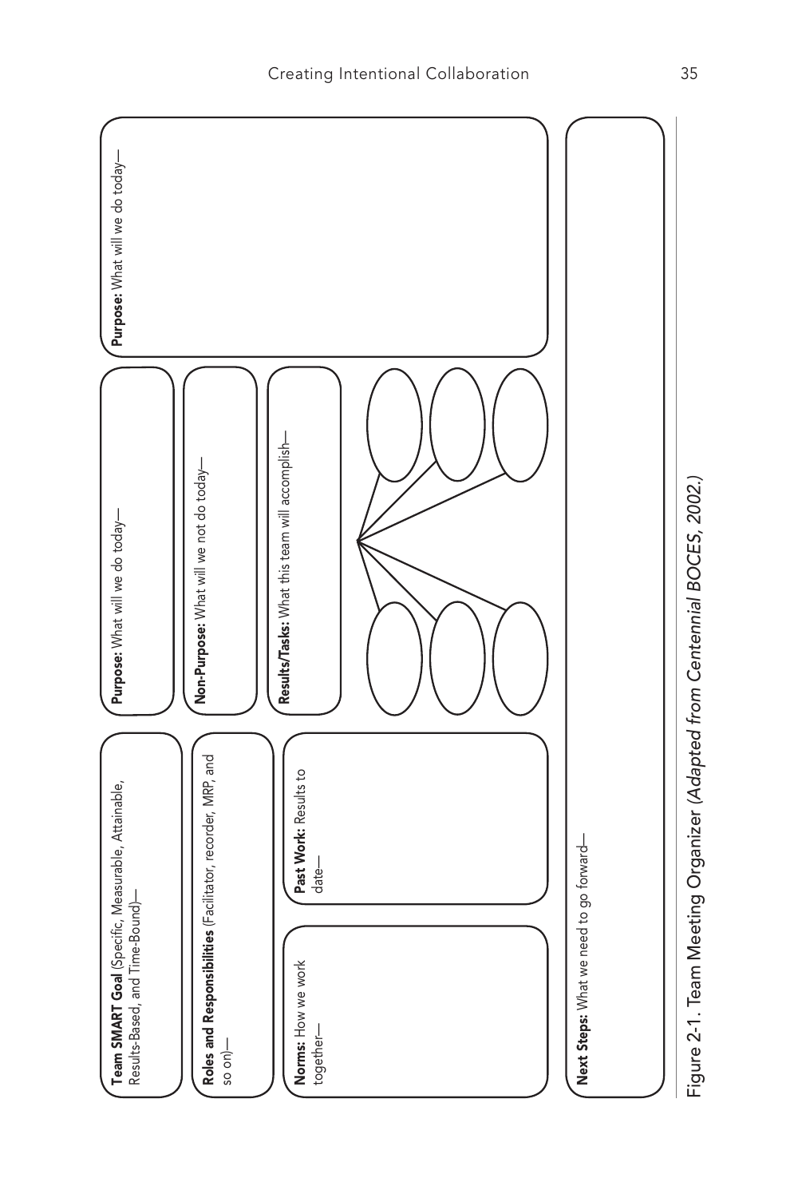**Team SMART Goal** (Specific, Measurable, Attainable, Results-Based, and Time-Bound)—

**Roles and Responsibilities** (Facilitator, recorder, MRP, and so on)—

**Norms:** How we work together—

**Past Work:** Results to date—

**Purpose:** What will we do today—

**Non-Purpose:** What will we not do today—

**Results/Tasks:** What this team will accomplish—

**Purpose:** What will we do today—

**Next Steps:** What we need to go forward—

Figure 2-1. Team Meeting Organizer *(Adapted from Centennial BOCES, 2002.)*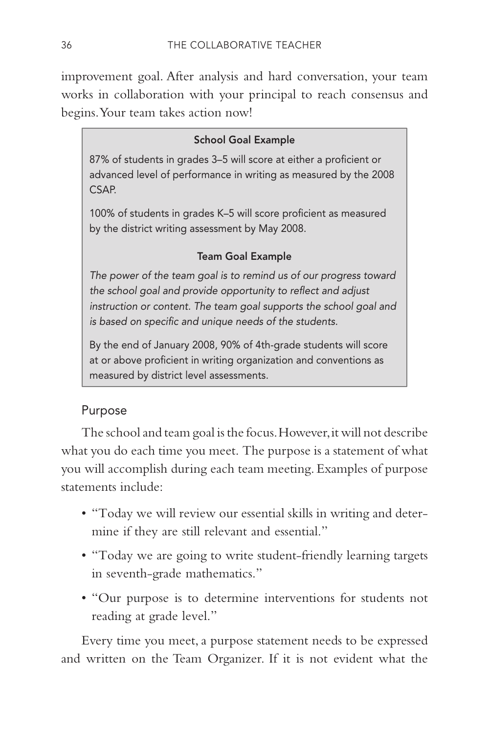improvement goal. After analysis and hard conversation, your team works in collaboration with your principal to reach consensus and begins. Your team takes action now!

> **School Goal Example**
>
> 87% of students in grades 3–5 will score at either a proficient or advanced level of performance in writing as measured by the 2008 CSAP.
>
> 100% of students in grades K–5 will score proficient as measured by the district writing assessment by May 2008.
>
> **Team Goal Example**
>
> *The power of the team goal is to remind us of our progress toward the school goal and provide opportunity to reflect and adjust instruction or content. The team goal supports the school goal and is based on specific and unique needs of the students.*
>
> By the end of January 2008, 90% of 4th-grade students will score at or above proficient in writing organization and conventions as measured by district level assessments.

### Purpose

The school and team goal is the focus. However, it will not describe what you do each time you meet. The purpose is a statement of what you will accomplish during each team meeting. Examples of purpose statements include:

- "Today we will review our essential skills in writing and determine if they are still relevant and essential."
- "Today we are going to write student-friendly learning targets in seventh-grade mathematics."
- "Our purpose is to determine interventions for students not reading at grade level."

Every time you meet, a purpose statement needs to be expressed and written on the Team Organizer. If it is not evident what the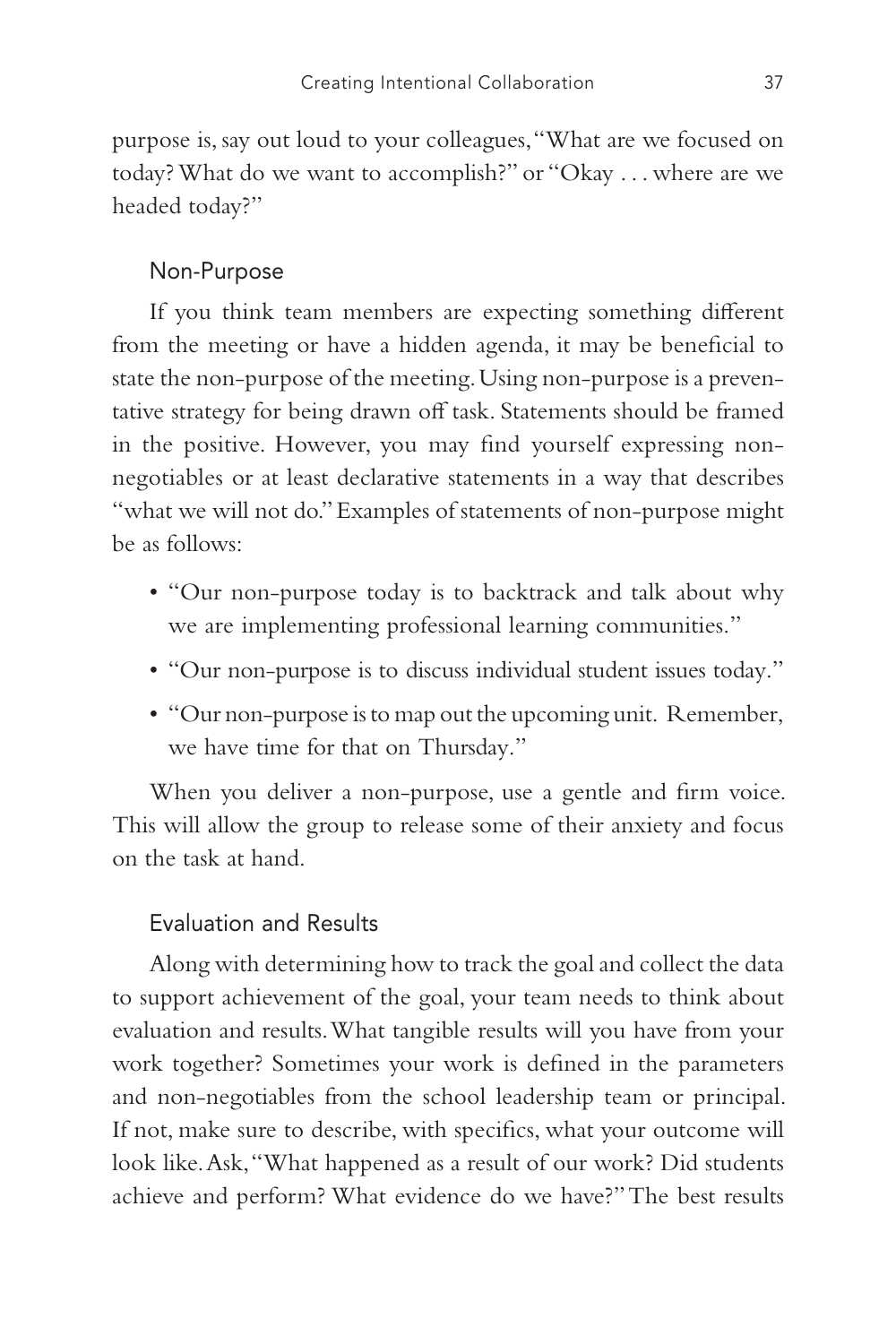purpose is, say out loud to your colleagues, "What are we focused on today? What do we want to accomplish?" or "Okay . . . where are we headed today?"

### Non-Purpose

If you think team members are expecting something different from the meeting or have a hidden agenda, it may be beneficial to state the non-purpose of the meeting. Using non-purpose is a preventative strategy for being drawn off task. Statements should be framed in the positive. However, you may find yourself expressing non-negotiables or at least declarative statements in a way that describes "what we will not do." Examples of statements of non-purpose might be as follows:

- "Our non-purpose today is to backtrack and talk about why we are implementing professional learning communities."
- "Our non-purpose is to discuss individual student issues today."
- "Our non-purpose is to map out the upcoming unit. Remember, we have time for that on Thursday."

When you deliver a non-purpose, use a gentle and firm voice. This will allow the group to release some of their anxiety and focus on the task at hand.

### Evaluation and Results

Along with determining how to track the goal and collect the data to support achievement of the goal, your team needs to think about evaluation and results. What tangible results will you have from your work together? Sometimes your work is defined in the parameters and non-negotiables from the school leadership team or principal. If not, make sure to describe, with specifics, what your outcome will look like. Ask, "What happened as a result of our work? Did students achieve and perform? What evidence do we have?" The best results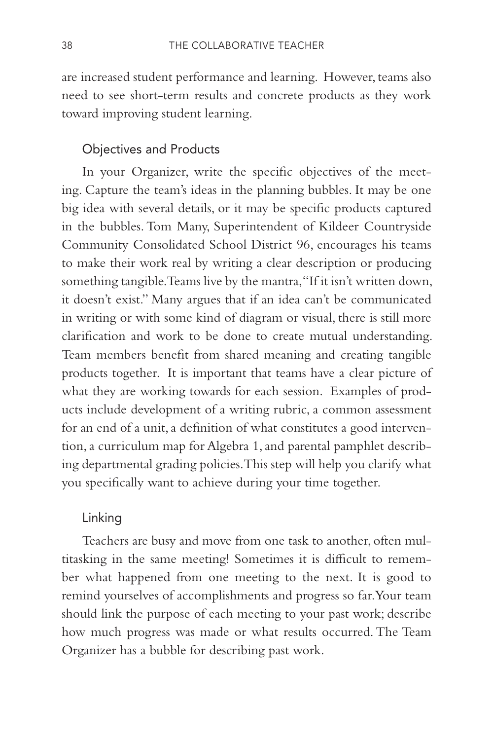are increased student performance and learning. However, teams also need to see short-term results and concrete products as they work toward improving student learning.

### Objectives and Products

In your Organizer, write the specific objectives of the meeting. Capture the team's ideas in the planning bubbles. It may be one big idea with several details, or it may be specific products captured in the bubbles. Tom Many, Superintendent of Kildeer Countryside Community Consolidated School District 96, encourages his teams to make their work real by writing a clear description or producing something tangible. Teams live by the mantra, "If it isn't written down, it doesn't exist." Many argues that if an idea can't be communicated in writing or with some kind of diagram or visual, there is still more clarification and work to be done to create mutual understanding. Team members benefit from shared meaning and creating tangible products together. It is important that teams have a clear picture of what they are working towards for each session. Examples of products include development of a writing rubric, a common assessment for an end of a unit, a definition of what constitutes a good intervention, a curriculum map for Algebra 1, and parental pamphlet describing departmental grading policies. This step will help you clarify what you specifically want to achieve during your time together.

### Linking

Teachers are busy and move from one task to another, often multitasking in the same meeting! Sometimes it is difficult to remember what happened from one meeting to the next. It is good to remind yourselves of accomplishments and progress so far. Your team should link the purpose of each meeting to your past work; describe how much progress was made or what results occurred. The Team Organizer has a bubble for describing past work.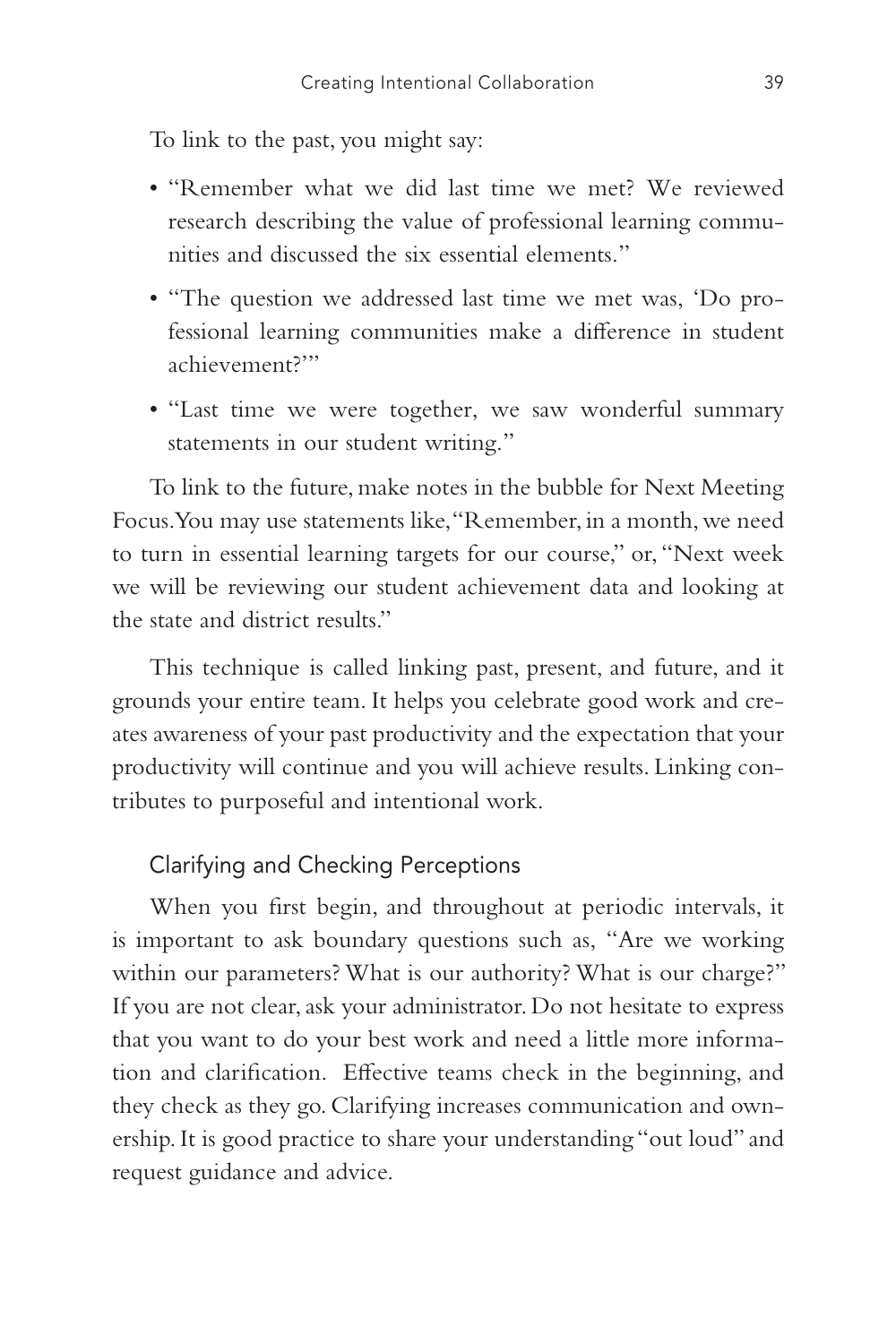To link to the past, you might say:

- "Remember what we did last time we met? We reviewed research describing the value of professional learning communities and discussed the six essential elements."
- "The question we addressed last time we met was, 'Do professional learning communities make a difference in student achievement?'"
- "Last time we were together, we saw wonderful summary statements in our student writing."

To link to the future, make notes in the bubble for Next Meeting Focus. You may use statements like, "Remember, in a month, we need to turn in essential learning targets for our course," or, "Next week we will be reviewing our student achievement data and looking at the state and district results."

This technique is called linking past, present, and future, and it grounds your entire team. It helps you celebrate good work and creates awareness of your past productivity and the expectation that your productivity will continue and you will achieve results. Linking contributes to purposeful and intentional work.

### Clarifying and Checking Perceptions

When you first begin, and throughout at periodic intervals, it is important to ask boundary questions such as, "Are we working within our parameters? What is our authority? What is our charge?" If you are not clear, ask your administrator. Do not hesitate to express that you want to do your best work and need a little more information and clarification. Effective teams check in the beginning, and they check as they go. Clarifying increases communication and ownership. It is good practice to share your understanding "out loud" and request guidance and advice.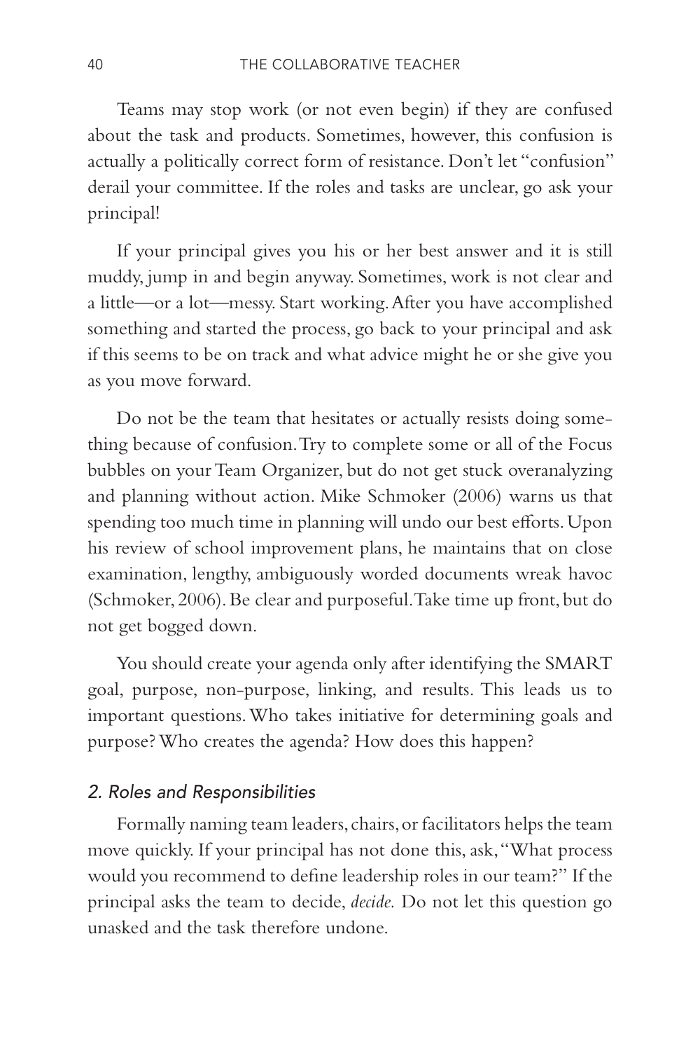Teams may stop work (or not even begin) if they are confused about the task and products. Sometimes, however, this confusion is actually a politically correct form of resistance. Don't let "confusion" derail your committee. If the roles and tasks are unclear, go ask your principal!

If your principal gives you his or her best answer and it is still muddy, jump in and begin anyway. Sometimes, work is not clear and a little—or a lot—messy. Start working. After you have accomplished something and started the process, go back to your principal and ask if this seems to be on track and what advice might he or she give you as you move forward.

Do not be the team that hesitates or actually resists doing something because of confusion. Try to complete some or all of the Focus bubbles on your Team Organizer, but do not get stuck overanalyzing and planning without action. Mike Schmoker (2006) warns us that spending too much time in planning will undo our best efforts. Upon his review of school improvement plans, he maintains that on close examination, lengthy, ambiguously worded documents wreak havoc (Schmoker, 2006). Be clear and purposeful. Take time up front, but do not get bogged down.

You should create your agenda only after identifying the SMART goal, purpose, non-purpose, linking, and results. This leads us to important questions. Who takes initiative for determining goals and purpose? Who creates the agenda? How does this happen?

### *2. Roles and Responsibilities*

Formally naming team leaders, chairs, or facilitators helps the team move quickly. If your principal has not done this, ask, "What process would you recommend to define leadership roles in our team?" If the principal asks the team to decide, *decide.* Do not let this question go unasked and the task therefore undone.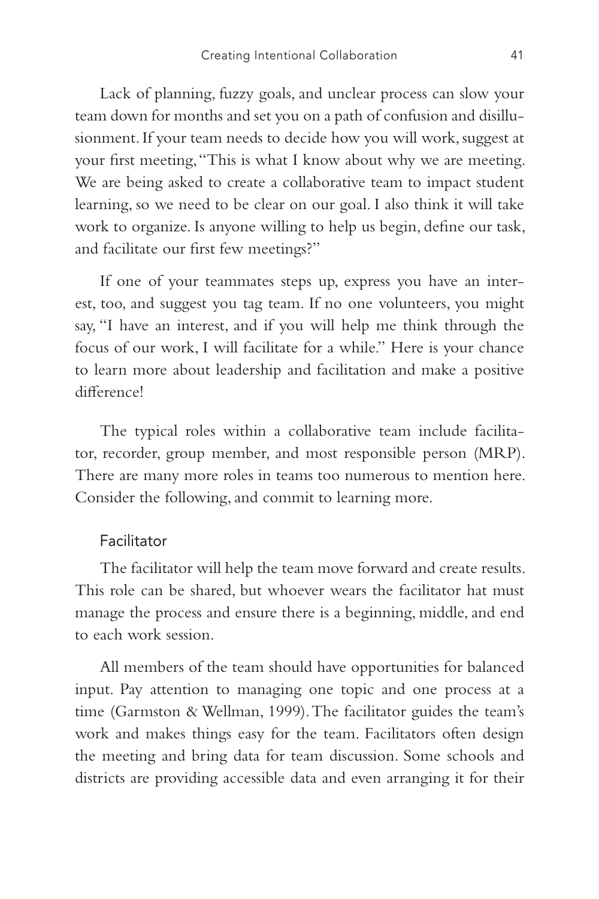Lack of planning, fuzzy goals, and unclear process can slow your team down for months and set you on a path of confusion and disillusionment. If your team needs to decide how you will work, suggest at your first meeting, "This is what I know about why we are meeting. We are being asked to create a collaborative team to impact student learning, so we need to be clear on our goal. I also think it will take work to organize. Is anyone willing to help us begin, define our task, and facilitate our first few meetings?"

If one of your teammates steps up, express you have an interest, too, and suggest you tag team. If no one volunteers, you might say, "I have an interest, and if you will help me think through the focus of our work, I will facilitate for a while." Here is your chance to learn more about leadership and facilitation and make a positive difference!

The typical roles within a collaborative team include facilitator, recorder, group member, and most responsible person (MRP). There are many more roles in teams too numerous to mention here. Consider the following, and commit to learning more.

### Facilitator

The facilitator will help the team move forward and create results. This role can be shared, but whoever wears the facilitator hat must manage the process and ensure there is a beginning, middle, and end to each work session.

All members of the team should have opportunities for balanced input. Pay attention to managing one topic and one process at a time (Garmston & Wellman, 1999). The facilitator guides the team's work and makes things easy for the team. Facilitators often design the meeting and bring data for team discussion. Some schools and districts are providing accessible data and even arranging it for their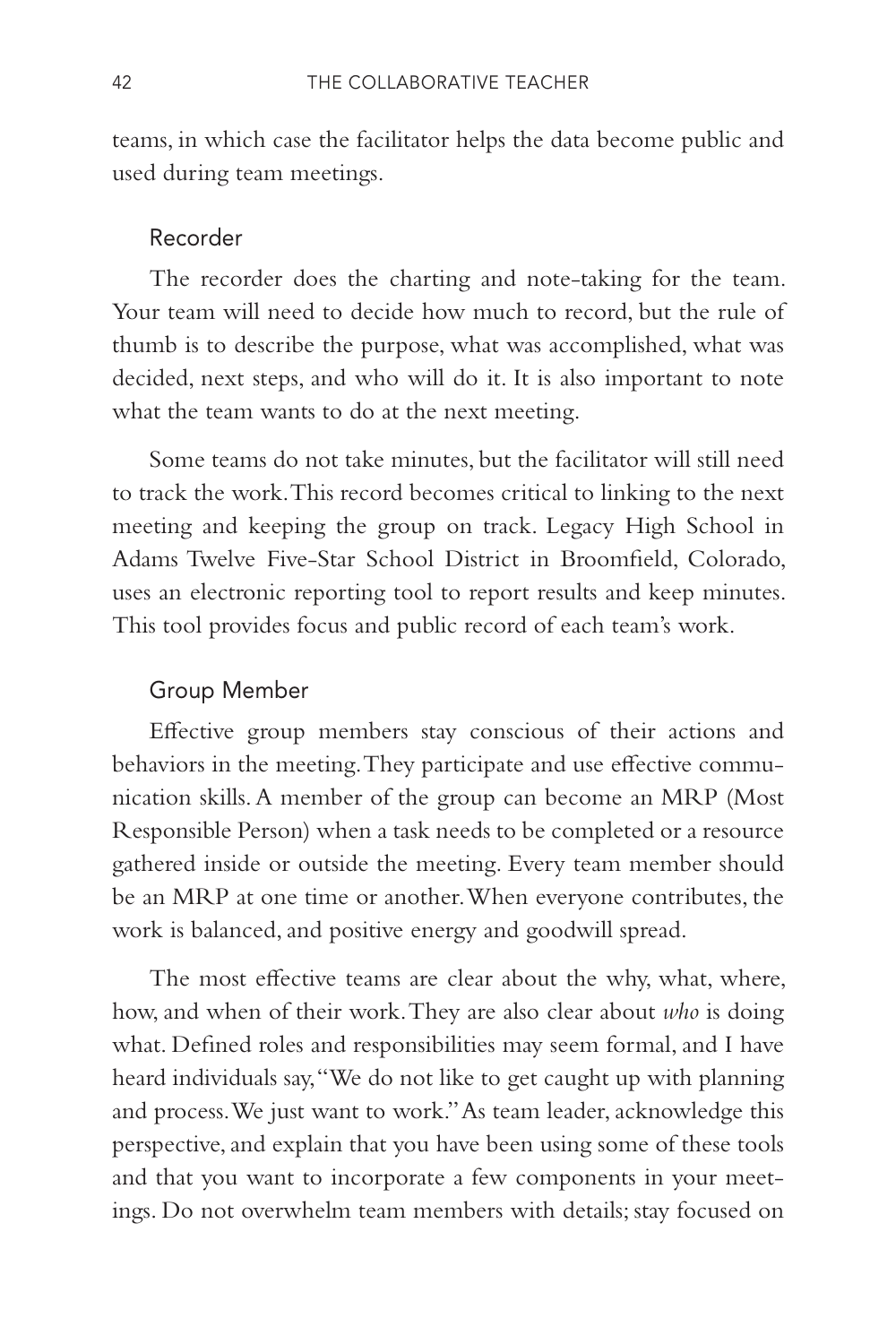teams, in which case the facilitator helps the data become public and used during team meetings.

### Recorder

The recorder does the charting and note-taking for the team. Your team will need to decide how much to record, but the rule of thumb is to describe the purpose, what was accomplished, what was decided, next steps, and who will do it. It is also important to note what the team wants to do at the next meeting.

Some teams do not take minutes, but the facilitator will still need to track the work. This record becomes critical to linking to the next meeting and keeping the group on track. Legacy High School in Adams Twelve Five-Star School District in Broomfield, Colorado, uses an electronic reporting tool to report results and keep minutes. This tool provides focus and public record of each team's work.

### Group Member

Effective group members stay conscious of their actions and behaviors in the meeting. They participate and use effective communication skills. A member of the group can become an MRP (Most Responsible Person) when a task needs to be completed or a resource gathered inside or outside the meeting. Every team member should be an MRP at one time or another. When everyone contributes, the work is balanced, and positive energy and goodwill spread.

The most effective teams are clear about the why, what, where, how, and when of their work. They are also clear about *who* is doing what. Defined roles and responsibilities may seem formal, and I have heard individuals say, "We do not like to get caught up with planning and process. We just want to work." As team leader, acknowledge this perspective, and explain that you have been using some of these tools and that you want to incorporate a few components in your meetings. Do not overwhelm team members with details; stay focused on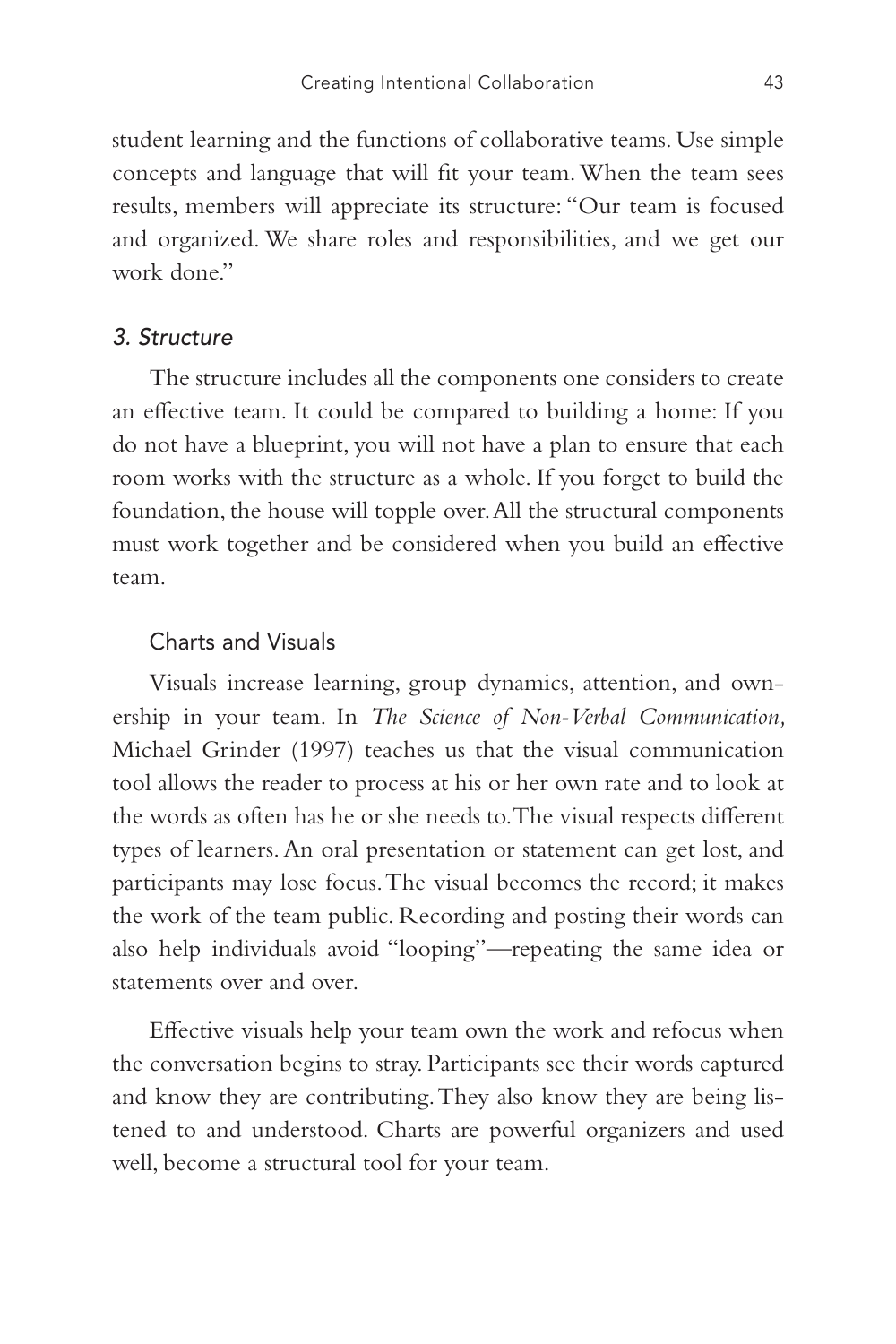student learning and the functions of collaborative teams. Use simple concepts and language that will fit your team. When the team sees results, members will appreciate its structure: "Our team is focused and organized. We share roles and responsibilities, and we get our work done."

### *3. Structure*

The structure includes all the components one considers to create an effective team. It could be compared to building a home: If you do not have a blueprint, you will not have a plan to ensure that each room works with the structure as a whole. If you forget to build the foundation, the house will topple over. All the structural components must work together and be considered when you build an effective team.

#### Charts and Visuals

Visuals increase learning, group dynamics, attention, and ownership in your team. In *The Science of Non-Verbal Communication,* Michael Grinder (1997) teaches us that the visual communication tool allows the reader to process at his or her own rate and to look at the words as often has he or she needs to. The visual respects different types of learners. An oral presentation or statement can get lost, and participants may lose focus. The visual becomes the record; it makes the work of the team public. Recording and posting their words can also help individuals avoid "looping"—repeating the same idea or statements over and over.

Effective visuals help your team own the work and refocus when the conversation begins to stray. Participants see their words captured and know they are contributing. They also know they are being listened to and understood. Charts are powerful organizers and used well, become a structural tool for your team.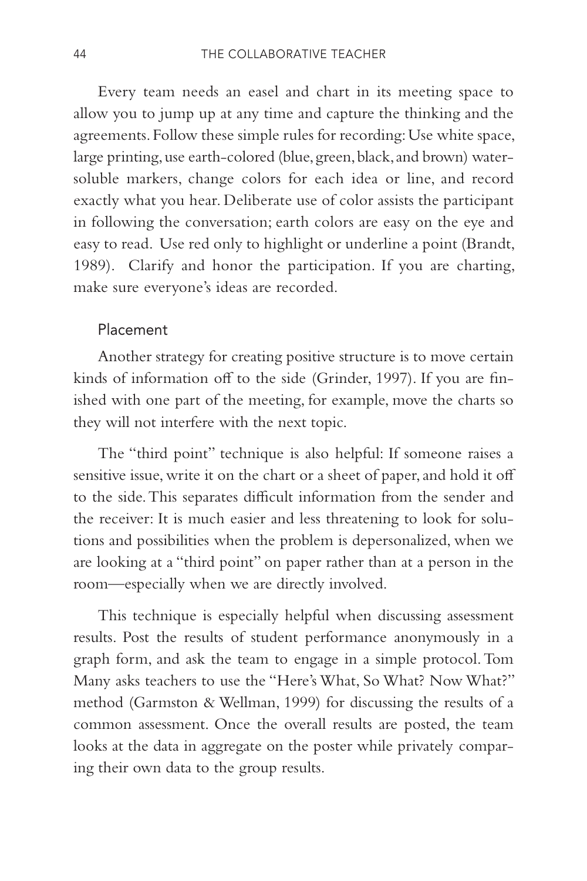Every team needs an easel and chart in its meeting space to allow you to jump up at any time and capture the thinking and the agreements. Follow these simple rules for recording: Use white space, large printing, use earth-colored (blue, green, black, and brown) water-soluble markers, change colors for each idea or line, and record exactly what you hear. Deliberate use of color assists the participant in following the conversation; earth colors are easy on the eye and easy to read. Use red only to highlight or underline a point (Brandt, 1989). Clarify and honor the participation. If you are charting, make sure everyone's ideas are recorded.

### Placement

Another strategy for creating positive structure is to move certain kinds of information off to the side (Grinder, 1997). If you are finished with one part of the meeting, for example, move the charts so they will not interfere with the next topic.

The "third point" technique is also helpful: If someone raises a sensitive issue, write it on the chart or a sheet of paper, and hold it off to the side. This separates difficult information from the sender and the receiver: It is much easier and less threatening to look for solutions and possibilities when the problem is depersonalized, when we are looking at a "third point" on paper rather than at a person in the room—especially when we are directly involved.

This technique is especially helpful when discussing assessment results. Post the results of student performance anonymously in a graph form, and ask the team to engage in a simple protocol. Tom Many asks teachers to use the "Here's What, So What? Now What?" method (Garmston & Wellman, 1999) for discussing the results of a common assessment. Once the overall results are posted, the team looks at the data in aggregate on the poster while privately comparing their own data to the group results.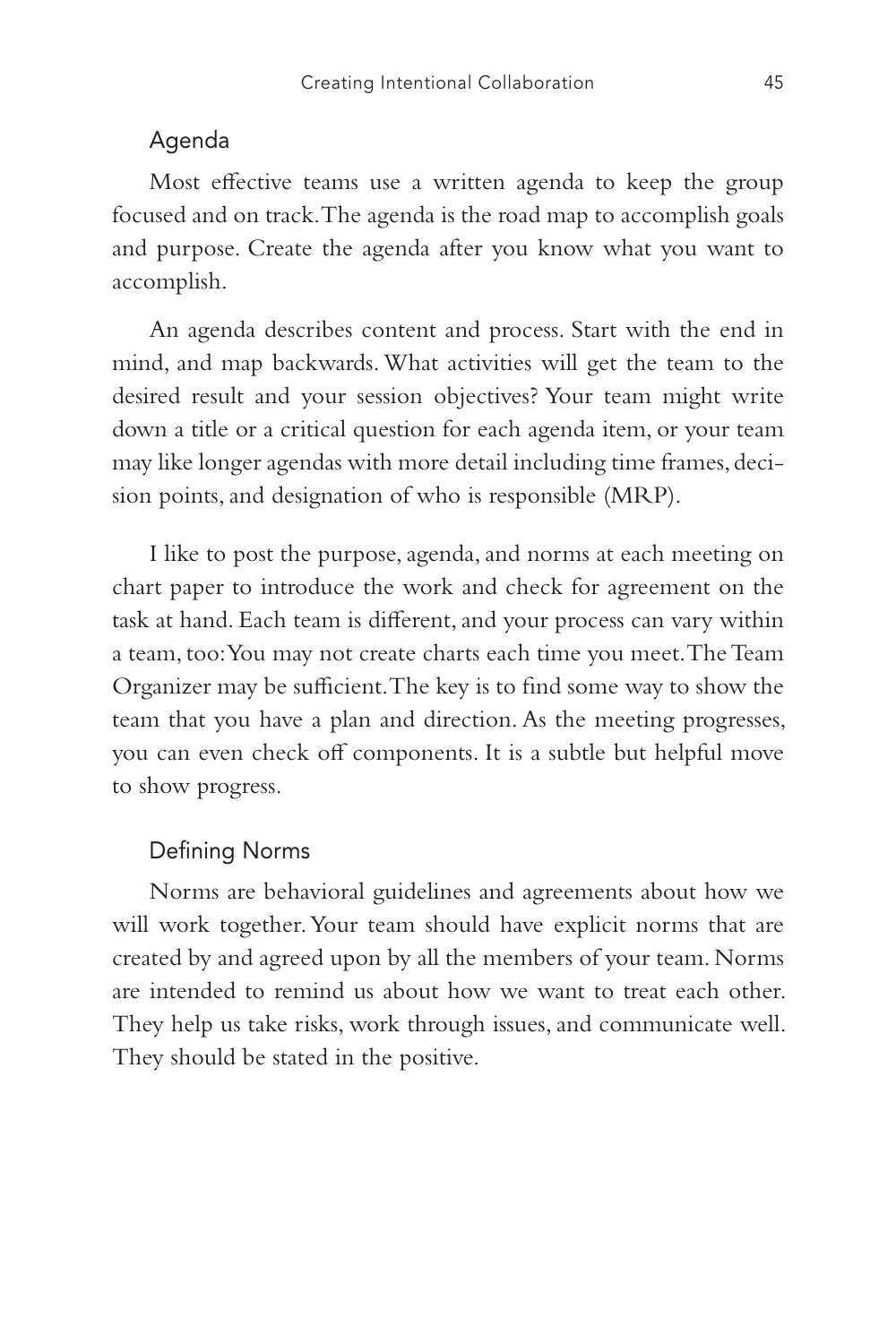### Agenda

Most effective teams use a written agenda to keep the group focused and on track. The agenda is the road map to accomplish goals and purpose. Create the agenda after you know what you want to accomplish.

An agenda describes content and process. Start with the end in mind, and map backwards. What activities will get the team to the desired result and your session objectives? Your team might write down a title or a critical question for each agenda item, or your team may like longer agendas with more detail including time frames, decision points, and designation of who is responsible (MRP).

I like to post the purpose, agenda, and norms at each meeting on chart paper to introduce the work and check for agreement on the task at hand. Each team is different, and your process can vary within a team, too: You may not create charts each time you meet. The Team Organizer may be sufficient. The key is to find some way to show the team that you have a plan and direction. As the meeting progresses, you can even check off components. It is a subtle but helpful move to show progress.

### Defining Norms

Norms are behavioral guidelines and agreements about how we will work together. Your team should have explicit norms that are created by and agreed upon by all the members of your team. Norms are intended to remind us about how we want to treat each other. They help us take risks, work through issues, and communicate well. They should be stated in the positive.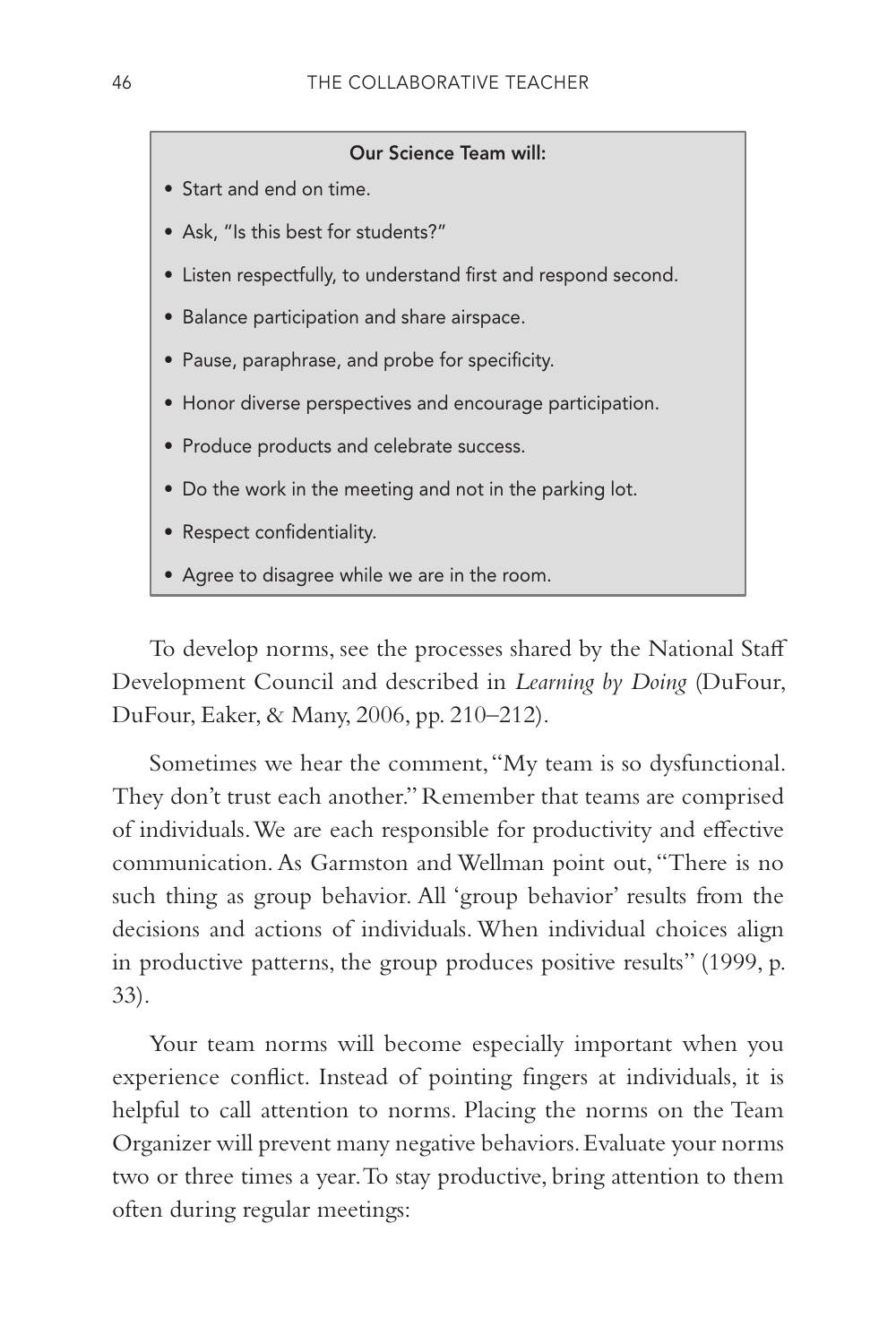**Our Science Team will:**

- Start and end on time.
- Ask, "Is this best for students?"
- Listen respectfully, to understand first and respond second.
- Balance participation and share airspace.
- Pause, paraphrase, and probe for specificity.
- Honor diverse perspectives and encourage participation.
- Produce products and celebrate success.
- Do the work in the meeting and not in the parking lot.
- Respect confidentiality.
- Agree to disagree while we are in the room.

To develop norms, see the processes shared by the National Staff Development Council and described in *Learning by Doing* (DuFour, DuFour, Eaker, & Many, 2006, pp. 210–212).

Sometimes we hear the comment, "My team is so dysfunctional. They don't trust each another." Remember that teams are comprised of individuals. We are each responsible for productivity and effective communication. As Garmston and Wellman point out, "There is no such thing as group behavior. All 'group behavior' results from the decisions and actions of individuals. When individual choices align in productive patterns, the group produces positive results" (1999, p. 33).

Your team norms will become especially important when you experience conflict. Instead of pointing fingers at individuals, it is helpful to call attention to norms. Placing the norms on the Team Organizer will prevent many negative behaviors. Evaluate your norms two or three times a year. To stay productive, bring attention to them often during regular meetings: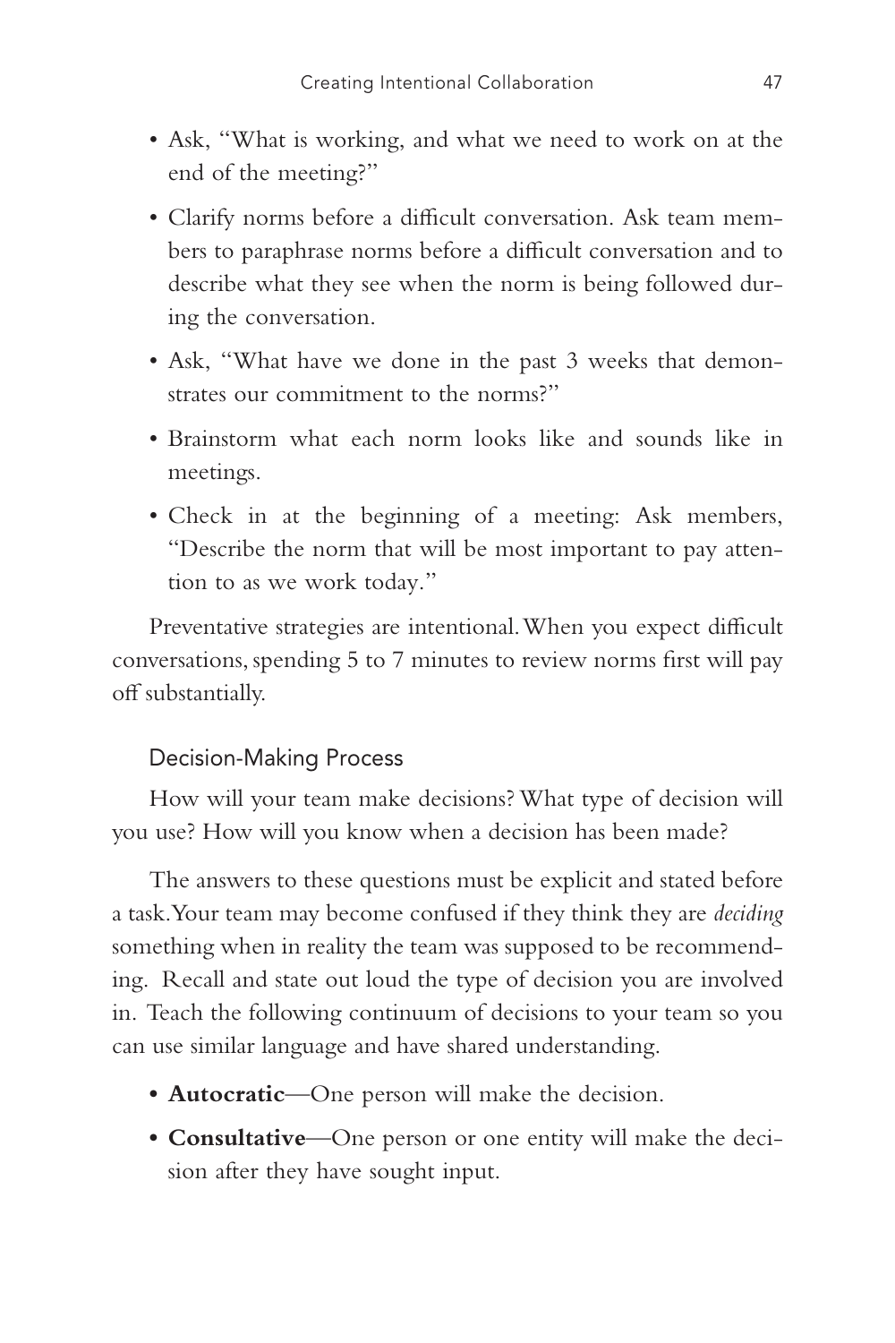- Ask, "What is working, and what we need to work on at the end of the meeting?"
- Clarify norms before a difficult conversation. Ask team members to paraphrase norms before a difficult conversation and to describe what they see when the norm is being followed during the conversation.
- Ask, "What have we done in the past 3 weeks that demonstrates our commitment to the norms?"
- Brainstorm what each norm looks like and sounds like in meetings.
- Check in at the beginning of a meeting: Ask members, "Describe the norm that will be most important to pay attention to as we work today."

Preventative strategies are intentional. When you expect difficult conversations, spending 5 to 7 minutes to review norms first will pay off substantially.

### Decision-Making Process

How will your team make decisions? What type of decision will you use? How will you know when a decision has been made?

The answers to these questions must be explicit and stated before a task. Your team may become confused if they think they are *deciding* something when in reality the team was supposed to be recommending. Recall and state out loud the type of decision you are involved in. Teach the following continuum of decisions to your team so you can use similar language and have shared understanding.

- **Autocratic**—One person will make the decision.
- **Consultative**—One person or one entity will make the decision after they have sought input.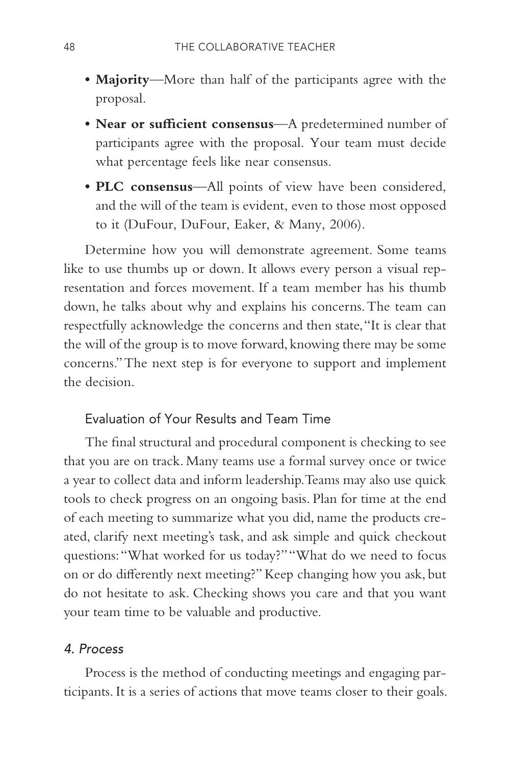- **Majority**—More than half of the participants agree with the proposal.
- **Near or sufficient consensus**—A predetermined number of participants agree with the proposal. Your team must decide what percentage feels like near consensus.
- **PLC consensus**—All points of view have been considered, and the will of the team is evident, even to those most opposed to it (DuFour, DuFour, Eaker, & Many, 2006).

Determine how you will demonstrate agreement. Some teams like to use thumbs up or down. It allows every person a visual representation and forces movement. If a team member has his thumb down, he talks about why and explains his concerns. The team can respectfully acknowledge the concerns and then state, "It is clear that the will of the group is to move forward, knowing there may be some concerns." The next step is for everyone to support and implement the decision.

### Evaluation of Your Results and Team Time

The final structural and procedural component is checking to see that you are on track. Many teams use a formal survey once or twice a year to collect data and inform leadership. Teams may also use quick tools to check progress on an ongoing basis. Plan for time at the end of each meeting to summarize what you did, name the products created, clarify next meeting's task, and ask simple and quick checkout questions: "What worked for us today?" "What do we need to focus on or do differently next meeting?" Keep changing how you ask, but do not hesitate to ask. Checking shows you care and that you want your team time to be valuable and productive.

## *4. Process*

Process is the method of conducting meetings and engaging participants. It is a series of actions that move teams closer to their goals.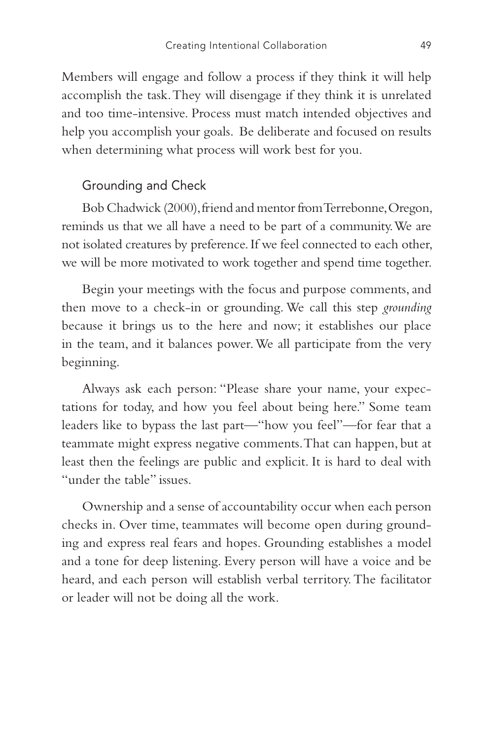Members will engage and follow a process if they think it will help accomplish the task. They will disengage if they think it is unrelated and too time-intensive. Process must match intended objectives and help you accomplish your goals. Be deliberate and focused on results when determining what process will work best for you.

### Grounding and Check

Bob Chadwick (2000), friend and mentor from Terrebonne, Oregon, reminds us that we all have a need to be part of a community. We are not isolated creatures by preference. If we feel connected to each other, we will be more motivated to work together and spend time together.

Begin your meetings with the focus and purpose comments, and then move to a check-in or grounding. We call this step *grounding* because it brings us to the here and now; it establishes our place in the team, and it balances power. We all participate from the very beginning.

Always ask each person: "Please share your name, your expectations for today, and how you feel about being here." Some team leaders like to bypass the last part—"how you feel"—for fear that a teammate might express negative comments. That can happen, but at least then the feelings are public and explicit. It is hard to deal with "under the table" issues.

Ownership and a sense of accountability occur when each person checks in. Over time, teammates will become open during grounding and express real fears and hopes. Grounding establishes a model and a tone for deep listening. Every person will have a voice and be heard, and each person will establish verbal territory. The facilitator or leader will not be doing all the work.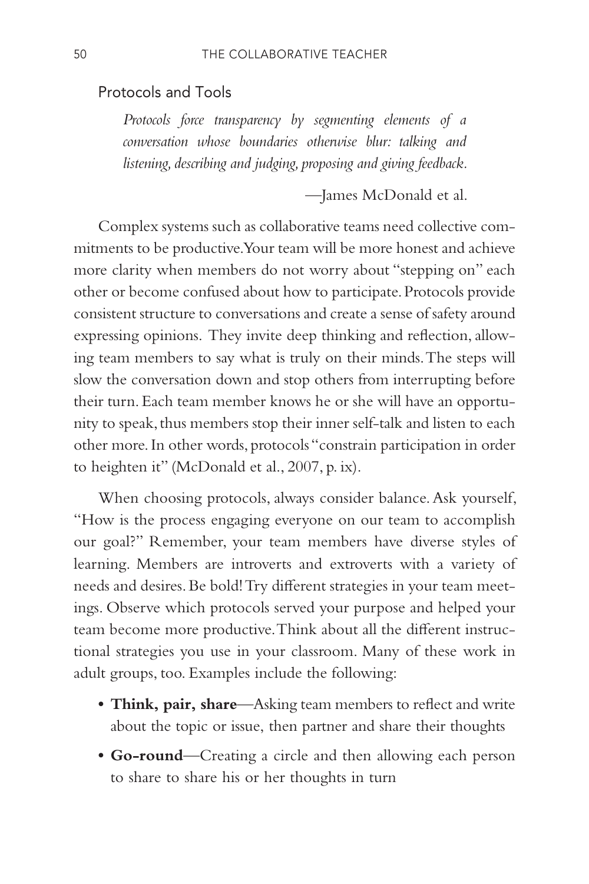## Protocols and Tools

> *Protocols force transparency by segmenting elements of a conversation whose boundaries otherwise blur: talking and listening, describing and judging, proposing and giving feedback.*
>
> —James McDonald et al.

Complex systems such as collaborative teams need collective commitments to be productive. Your team will be more honest and achieve more clarity when members do not worry about "stepping on" each other or become confused about how to participate. Protocols provide consistent structure to conversations and create a sense of safety around expressing opinions. They invite deep thinking and reflection, allowing team members to say what is truly on their minds. The steps will slow the conversation down and stop others from interrupting before their turn. Each team member knows he or she will have an opportunity to speak, thus members stop their inner self-talk and listen to each other more. In other words, protocols "constrain participation in order to heighten it" (McDonald et al., 2007, p. ix).

When choosing protocols, always consider balance. Ask yourself, "How is the process engaging everyone on our team to accomplish our goal?" Remember, your team members have diverse styles of learning. Members are introverts and extroverts with a variety of needs and desires. Be bold! Try different strategies in your team meetings. Observe which protocols served your purpose and helped your team become more productive. Think about all the different instructional strategies you use in your classroom. Many of these work in adult groups, too. Examples include the following:

- **Think, pair, share**—Asking team members to reflect and write about the topic or issue, then partner and share their thoughts
- **Go-round**—Creating a circle and then allowing each person to share to share his or her thoughts in turn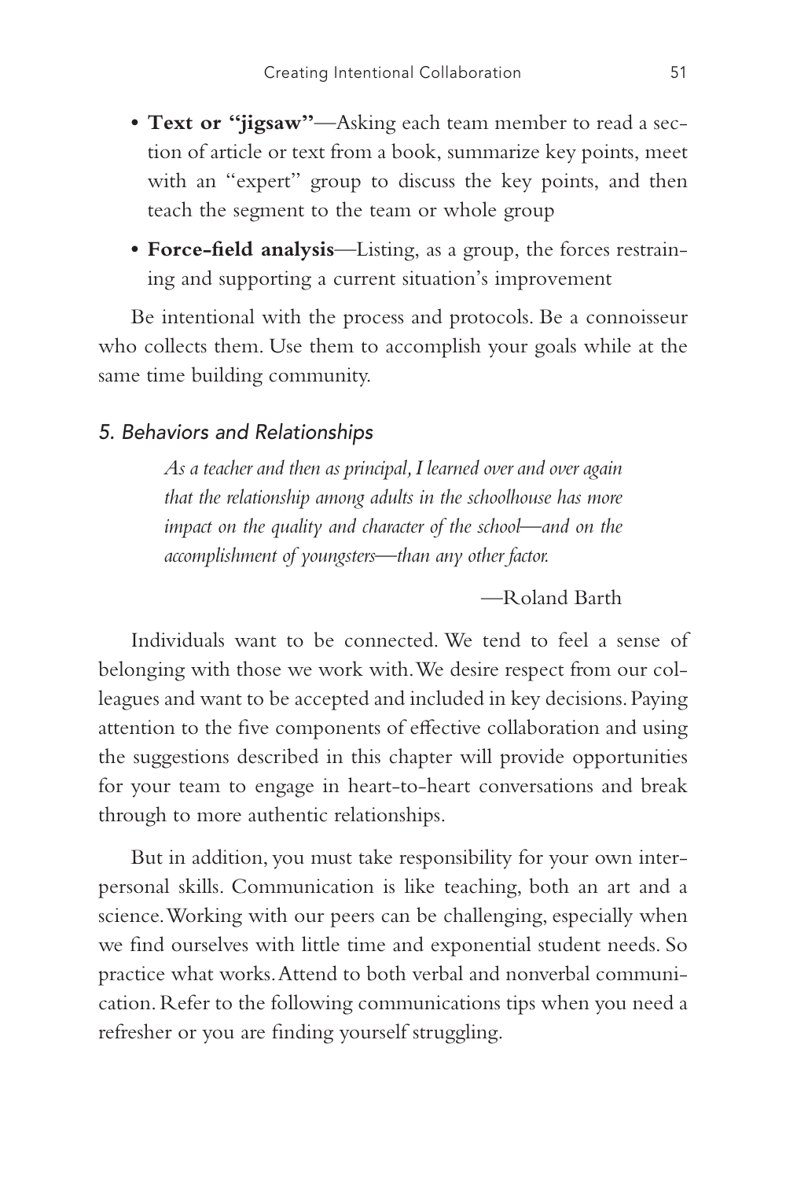- **Text or "jigsaw"**—Asking each team member to read a section of article or text from a book, summarize key points, meet with an "expert" group to discuss the key points, and then teach the segment to the team or whole group
- **Force-field analysis**—Listing, as a group, the forces restraining and supporting a current situation's improvement

Be intentional with the process and protocols. Be a connoisseur who collects them. Use them to accomplish your goals while at the same time building community.

### *5. Behaviors and Relationships*

> *As a teacher and then as principal, I learned over and over again that the relationship among adults in the schoolhouse has more impact on the quality and character of the school—and on the accomplishment of youngsters—than any other factor.*
>
> —Roland Barth

Individuals want to be connected. We tend to feel a sense of belonging with those we work with. We desire respect from our colleagues and want to be accepted and included in key decisions. Paying attention to the five components of effective collaboration and using the suggestions described in this chapter will provide opportunities for your team to engage in heart-to-heart conversations and break through to more authentic relationships.

But in addition, you must take responsibility for your own interpersonal skills. Communication is like teaching, both an art and a science. Working with our peers can be challenging, especially when we find ourselves with little time and exponential student needs. So practice what works. Attend to both verbal and nonverbal communication. Refer to the following communications tips when you need a refresher or you are finding yourself struggling.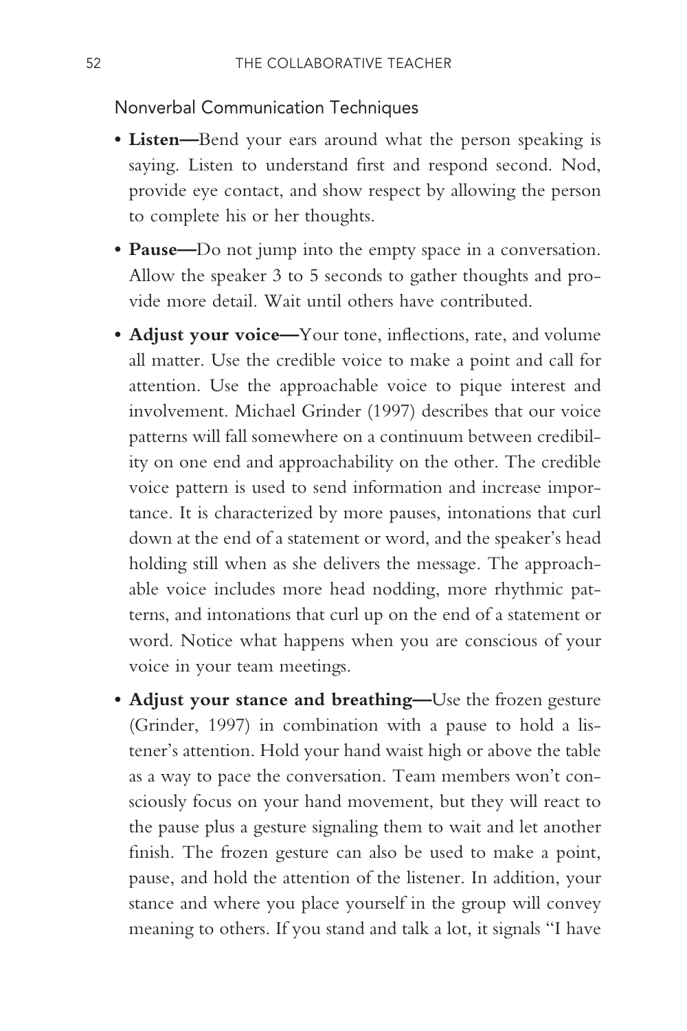### Nonverbal Communication Techniques

- **Listen—**Bend your ears around what the person speaking is saying. Listen to understand first and respond second. Nod, provide eye contact, and show respect by allowing the person to complete his or her thoughts.
- **Pause—**Do not jump into the empty space in a conversation. Allow the speaker 3 to 5 seconds to gather thoughts and provide more detail. Wait until others have contributed.
- **Adjust your voice—**Your tone, inflections, rate, and volume all matter. Use the credible voice to make a point and call for attention. Use the approachable voice to pique interest and involvement. Michael Grinder (1997) describes that our voice patterns will fall somewhere on a continuum between credibility on one end and approachability on the other. The credible voice pattern is used to send information and increase importance. It is characterized by more pauses, intonations that curl down at the end of a statement or word, and the speaker's head holding still when as she delivers the message. The approachable voice includes more head nodding, more rhythmic patterns, and intonations that curl up on the end of a statement or word. Notice what happens when you are conscious of your voice in your team meetings.
- **Adjust your stance and breathing—**Use the frozen gesture (Grinder, 1997) in combination with a pause to hold a listener's attention. Hold your hand waist high or above the table as a way to pace the conversation. Team members won't consciously focus on your hand movement, but they will react to the pause plus a gesture signaling them to wait and let another finish. The frozen gesture can also be used to make a point, pause, and hold the attention of the listener. In addition, your stance and where you place yourself in the group will convey meaning to others. If you stand and talk a lot, it signals "I have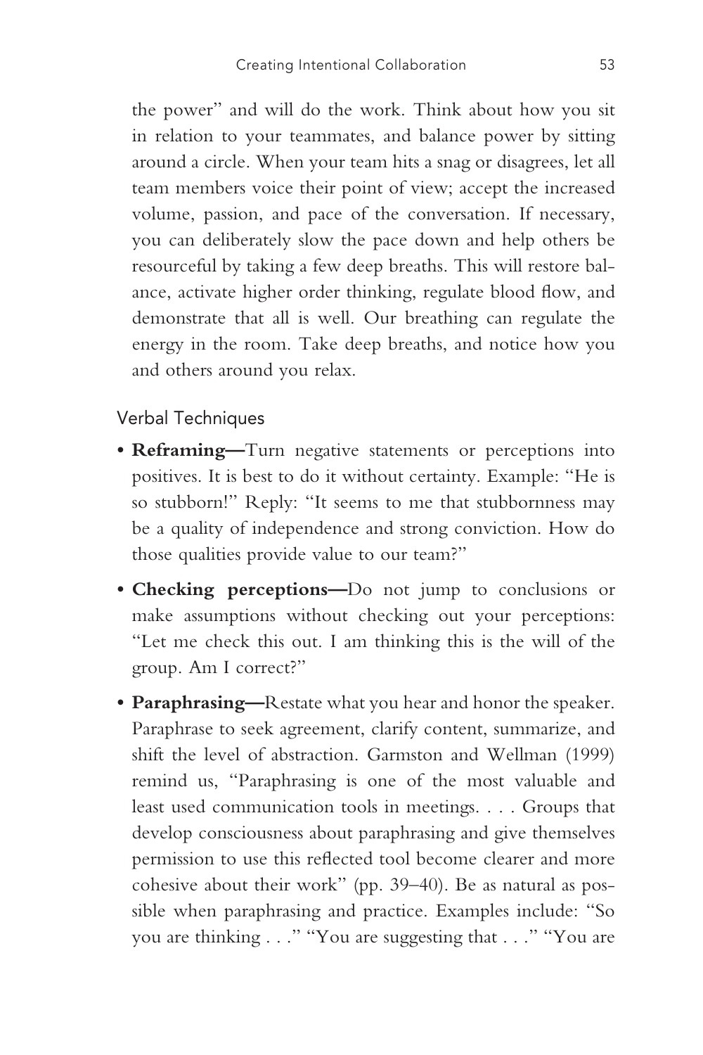the power" and will do the work. Think about how you sit in relation to your teammates, and balance power by sitting around a circle. When your team hits a snag or disagrees, let all team members voice their point of view; accept the increased volume, passion, and pace of the conversation. If necessary, you can deliberately slow the pace down and help others be resourceful by taking a few deep breaths. This will restore balance, activate higher order thinking, regulate blood flow, and demonstrate that all is well. Our breathing can regulate the energy in the room. Take deep breaths, and notice how you and others around you relax.

### Verbal Techniques

- **Reframing—**Turn negative statements or perceptions into positives. It is best to do it without certainty. Example: "He is so stubborn!" Reply: "It seems to me that stubbornness may be a quality of independence and strong conviction. How do those qualities provide value to our team?"
- **Checking perceptions—**Do not jump to conclusions or make assumptions without checking out your perceptions: "Let me check this out. I am thinking this is the will of the group. Am I correct?"
- **Paraphrasing—**Restate what you hear and honor the speaker. Paraphrase to seek agreement, clarify content, summarize, and shift the level of abstraction. Garmston and Wellman (1999) remind us, "Paraphrasing is one of the most valuable and least used communication tools in meetings. . . . Groups that develop consciousness about paraphrasing and give themselves permission to use this reflected tool become clearer and more cohesive about their work" (pp. 39–40). Be as natural as possible when paraphrasing and practice. Examples include: "So you are thinking . . ." "You are suggesting that . . ." "You are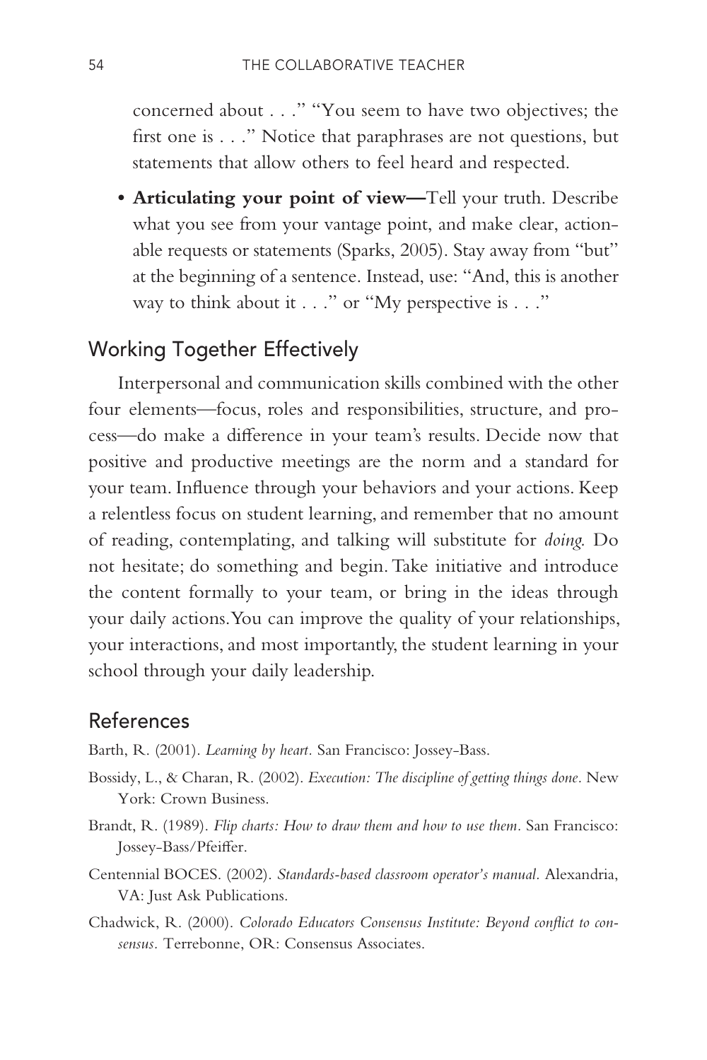concerned about . . ." "You seem to have two objectives; the first one is . . ." Notice that paraphrases are not questions, but statements that allow others to feel heard and respected.

- **Articulating your point of view—**Tell your truth. Describe what you see from your vantage point, and make clear, actionable requests or statements (Sparks, 2005). Stay away from "but" at the beginning of a sentence. Instead, use: "And, this is another way to think about it . . ." or "My perspective is . . ."

## Working Together Effectively

Interpersonal and communication skills combined with the other four elements—focus, roles and responsibilities, structure, and process—do make a difference in your team's results. Decide now that positive and productive meetings are the norm and a standard for your team. Influence through your behaviors and your actions. Keep a relentless focus on student learning, and remember that no amount of reading, contemplating, and talking will substitute for *doing*. Do not hesitate; do something and begin. Take initiative and introduce the content formally to your team, or bring in the ideas through your daily actions. You can improve the quality of your relationships, your interactions, and most importantly, the student learning in your school through your daily leadership.

## References

Barth, R. (2001). *Learning by heart.* San Francisco: Jossey-Bass.

Bossidy, L., & Charan, R. (2002). *Execution: The discipline of getting things done.* New York: Crown Business.

Brandt, R. (1989). *Flip charts: How to draw them and how to use them.* San Francisco: Jossey-Bass/Pfeiffer.

Centennial BOCES. (2002). *Standards-based classroom operator's manual.* Alexandria, VA: Just Ask Publications.

Chadwick, R. (2000). *Colorado Educators Consensus Institute: Beyond conflict to consensus.* Terrebonne, OR: Consensus Associates.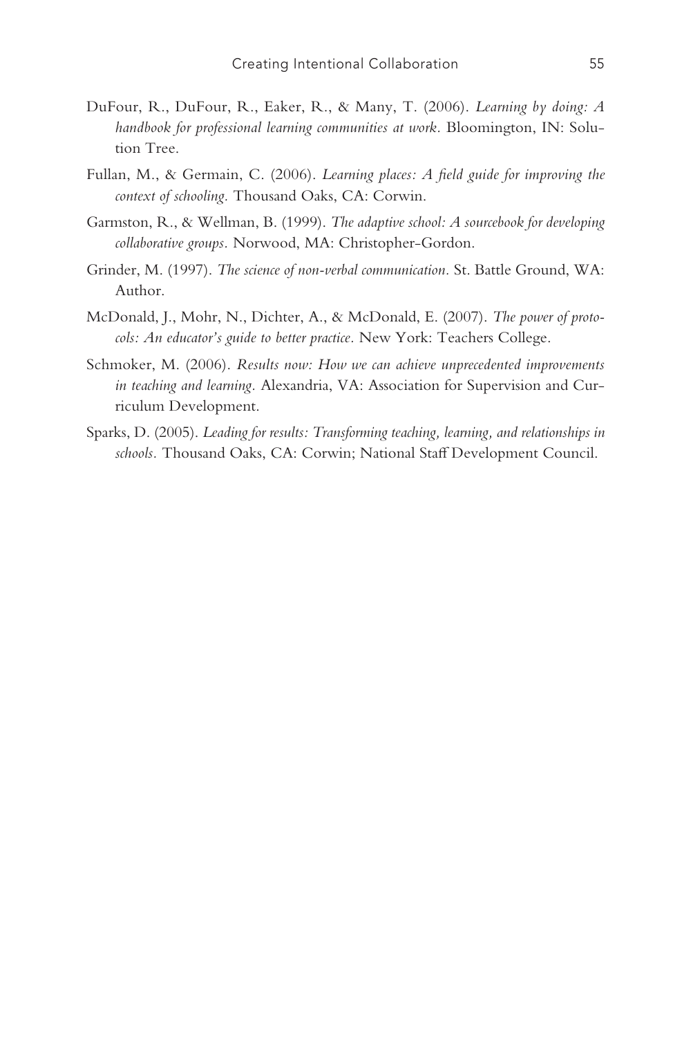DuFour, R., DuFour, R., Eaker, R., & Many, T. (2006). *Learning by doing: A handbook for professional learning communities at work.* Bloomington, IN: Solution Tree.

Fullan, M., & Germain, C. (2006). *Learning places: A field guide for improving the context of schooling.* Thousand Oaks, CA: Corwin.

Garmston, R., & Wellman, B. (1999). *The adaptive school: A sourcebook for developing collaborative groups.* Norwood, MA: Christopher-Gordon.

Grinder, M. (1997). *The science of non-verbal communication.* St. Battle Ground, WA: Author.

McDonald, J., Mohr, N., Dichter, A., & McDonald, E. (2007). *The power of protocols: An educator's guide to better practice.* New York: Teachers College.

Schmoker, M. (2006). *Results now: How we can achieve unprecedented improvements in teaching and learning.* Alexandria, VA: Association for Supervision and Curriculum Development.

Sparks, D. (2005). *Leading for results: Transforming teaching, learning, and relationships in schools.* Thousand Oaks, CA: Corwin; National Staff Development Council.